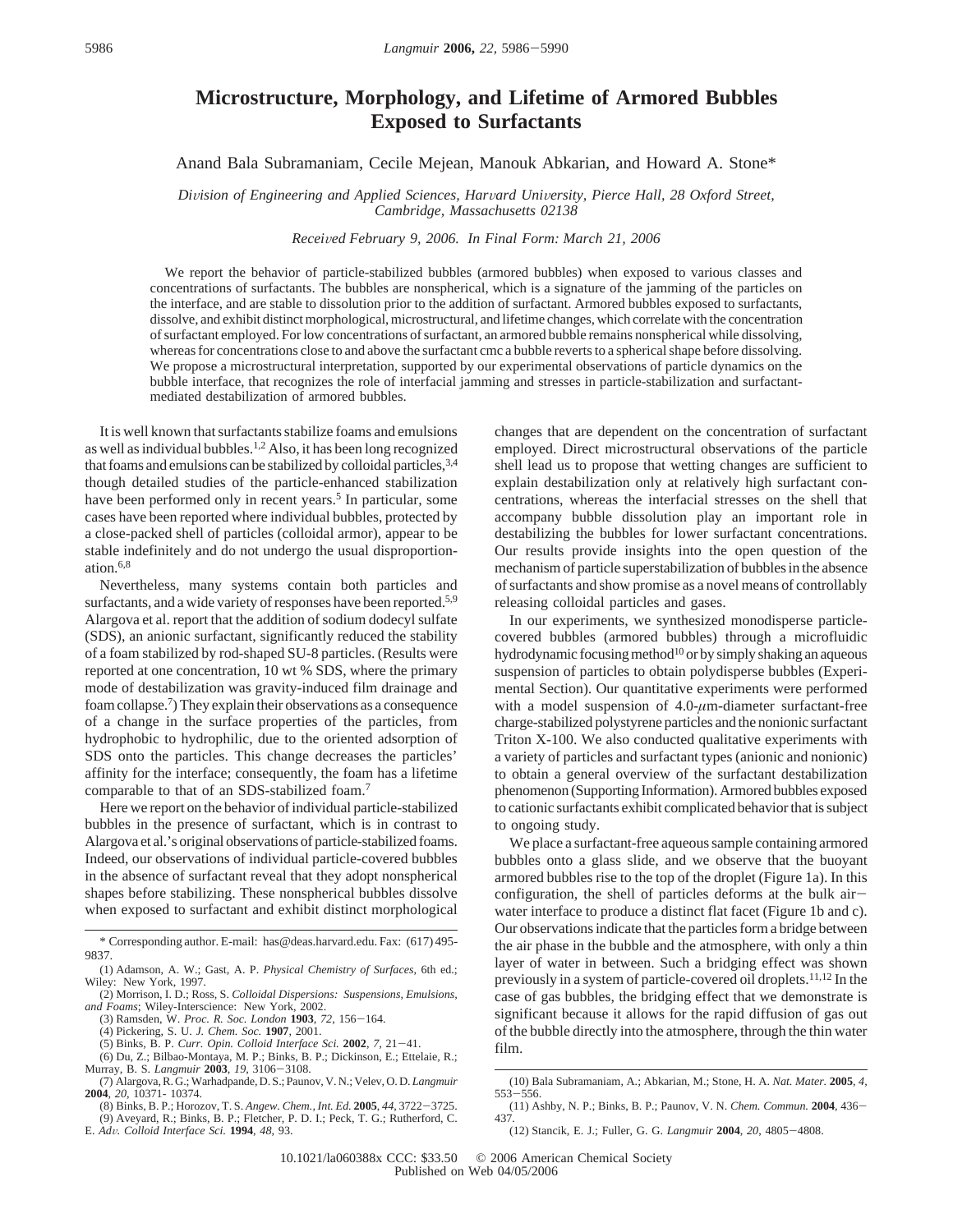# Microstructure, Morphology, and Lifetime of Armored Bubbles Exposed to Surfactants

Anand Bala Subramaniam, Cecile Mejean, Manouk Abkarian, and Howard A. Stone*

*Division of Engineering and Applied Sciences, Harvard University, Pierce Hall, 28 Oxford Street, Cambridge, Massachusetts 02138*

*Received February 9, 2006. In Final Form: March 21, 2006*

We report the behavior of particle-stabilized bubbles (armored bubbles) when exposed to various classes and concentrations of surfactants. The bubbles are nonspherical, which is a signature of the jamming of the particles on the interface, and are stable to dissolution prior to the addition of surfactant. Armored bubbles exposed to surfactants, dissolve, and exhibit distinct morphological, microstructural, and lifetime changes, which correlate with the concentration of surfactant employed. For low concentrations of surfactant, an armored bubble remains nonspherical while dissolving, whereas for concentrations close to and above the surfactant cmc a bubble reverts to a spherical shape before dissolving. We propose a microstructural interpretation, supported by our experimental observations of particle dynamics on the bubble interface, that recognizes the role of interfacial jamming and stresses in particle-stabilization and surfactant-mediated destabilization of armored bubbles.

It is well known that surfactants stabilize foams and emulsions as well as individual bubbles.[1,2] Also, it has been long recognized that foams and emulsions can be stabilized by colloidal particles,[3,4] though detailed studies of the particle-enhanced stabilization have been performed only in recent years.[5] In particular, some cases have been reported where individual bubbles, protected by a close-packed shell of particles (colloidal armor), appear to be stable indefinitely and do not undergo the usual disproportionation.[6,8]

Nevertheless, many systems contain both particles and surfactants, and a wide variety of responses have been reported.[5,9] Alargova et al. report that the addition of sodium dodecyl sulfate (SDS), an anionic surfactant, significantly reduced the stability of a foam stabilized by rod-shaped SU-8 particles. (Results were reported at one concentration, 10 wt % SDS, where the primary mode of destabilization was gravity-induced film drainage and foam collapse.[7]) They explain their observations as a consequence of a change in the surface properties of the particles, from hydrophobic to hydrophilic, due to the oriented adsorption of SDS onto the particles. This change decreases the particles' affinity for the interface; consequently, the foam has a lifetime comparable to that of an SDS-stabilized foam.[7]

Here we report on the behavior of individual particle-stabilized bubbles in the presence of surfactant, which is in contrast to Alargova et al.'s original observations of particle-stabilized foams. Indeed, our observations of individual particle-covered bubbles in the absence of surfactant reveal that they adopt nonspherical shapes before stabilizing. These nonspherical bubbles dissolve when exposed to surfactant and exhibit distinct morphological changes that are dependent on the concentration of surfactant employed. Direct microstructural observations of the particle shell lead us to propose that wetting changes are sufficient to explain destabilization only at relatively high surfactant concentrations, whereas the interfacial stresses on the shell that accompany bubble dissolution play an important role in destabilizing the bubbles for lower surfactant concentrations. Our results provide insights into the open question of the mechanism of particle superstabilization of bubbles in the absence of surfactants and show promise as a novel means of controllably releasing colloidal particles and gases.

In our experiments, we synthesized monodisperse particle-covered bubbles (armored bubbles) through a microfluidic hydrodynamic focusing method[10] or by simply shaking an aqueous suspension of particles to obtain polydisperse bubbles (Experimental Section). Our quantitative experiments were performed with a model suspension of 4.0-$\mu$m-diameter surfactant-free charge-stabilized polystyrene particles and the nonionic surfactant Triton X-100. We also conducted qualitative experiments with a variety of particles and surfactant types (anionic and nonionic) to obtain a general overview of the surfactant destabilization phenomenon (Supporting Information). Armored bubbles exposed to cationic surfactants exhibit complicated behavior that is subject to ongoing study.

We place a surfactant-free aqueous sample containing armored bubbles onto a glass slide, and we observe that the buoyant armored bubbles rise to the top of the droplet (Figure 1a). In this configuration, the shell of particles deforms at the bulk air–water interface to produce a distinct flat facet (Figure 1b and c). Our observations indicate that the particles form a bridge between the air phase in the bubble and the atmosphere, with only a thin layer of water in between. Such a bridging effect was shown previously in a system of particle-covered oil droplets.[11,12] In the case of gas bubbles, the bridging effect that we demonstrate is significant because it allows for the rapid diffusion of gas out of the bubble directly into the atmosphere, through the thin water film.

---

\* Corresponding author. E-mail: has@deas.harvard.edu. Fax: (617) 495-9837.

(1) Adamson, A. W.; Gast, A. P. *Physical Chemistry of Surfaces*, 6th ed.; Wiley: New York, 1997.

(2) Morrison, I. D.; Ross, S. *Colloidal Dispersions: Suspensions, Emulsions, and Foams*; Wiley-Interscience: New York, 2002.

(3) Ramsden, W. *Proc. R. Soc. London* **1903**, *72*, 156–164.

(4) Pickering, S. U. *J. Chem. Soc.* **1907**, 2001.

(5) Binks, B. P. *Curr. Opin. Colloid Interface Sci.* **2002**, *7*, 21–41.

(6) Du, Z.; Bilbao-Montaya, M. P.; Binks, B. P.; Dickinson, E.; Ettelaie, R.; Murray, B. S. *Langmuir* **2003**, *19*, 3106–3108.

(7) Alargova, R. G.; Warhadpande, D. S.; Paunov, V. N.; Velev, O. D. *Langmuir* **2004**, *20*, 10371- 10374.

(8) Binks, B. P.; Horozov, T. S. *Angew. Chem., Int. Ed.* **2005**, *44*, 3722–3725.

(9) Aveyard, R.; Binks, B. P.; Fletcher, P. D. I.; Peck, T. G.; Rutherford, C. E. *Adv. Colloid Interface Sci.* **1994**, *48*, 93.

(10) Bala Subramaniam, A.; Abkarian, M.; Stone, H. A. *Nat. Mater.* **2005**, *4*, 553–556.

(11) Ashby, N. P.; Binks, B. P.; Paunov, V. N. *Chem. Commun.* **2004**, 436–437.

(12) Stancik, E. J.; Fuller, G. G. *Langmuir* **2004**, *20*, 4805–4808.

10.1021/la060388x CCC: $33.50 © 2006 American Chemical Society
Published on Web 04/05/2006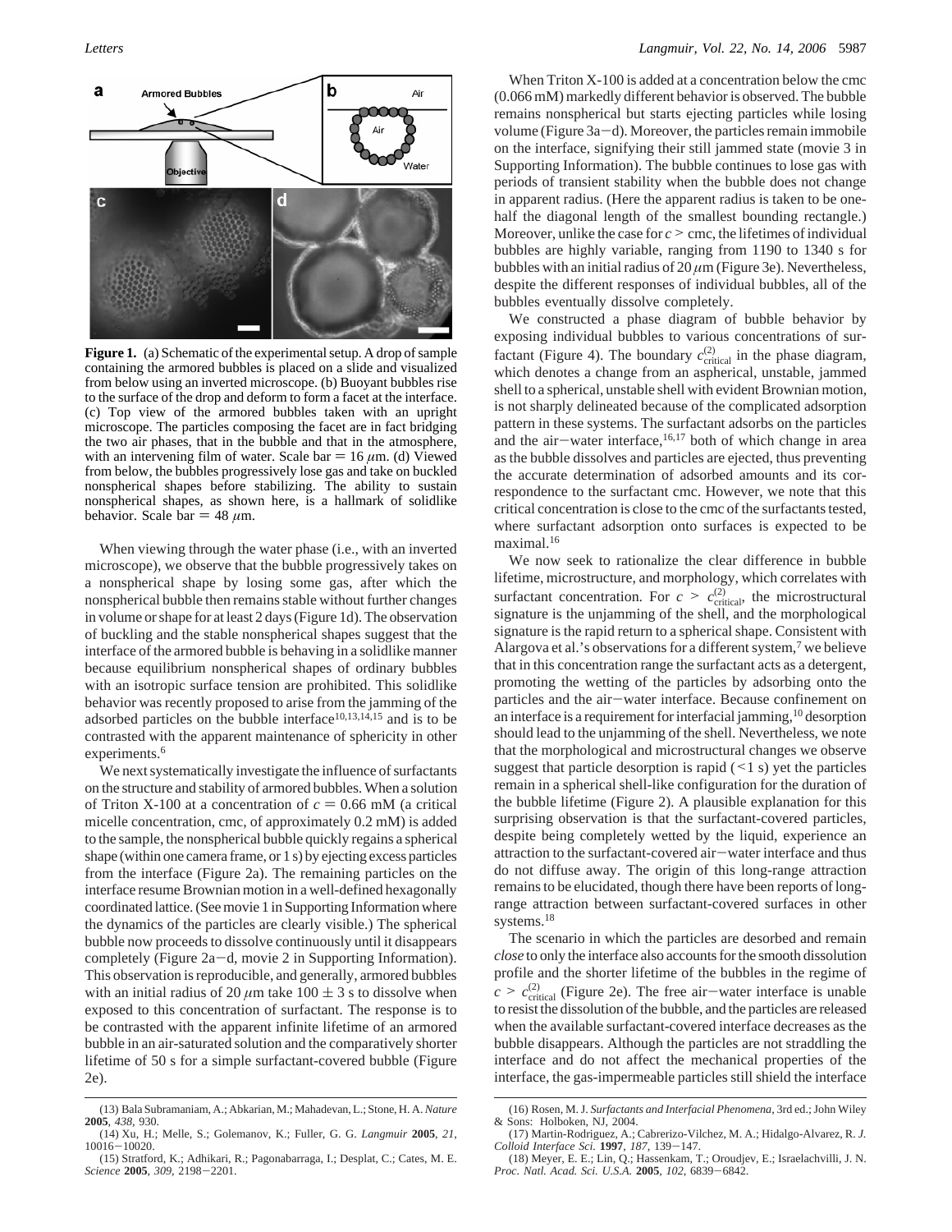**Figure 1.** (a) Schematic of the experimental setup. A drop of sample containing the armored bubbles is placed on a slide and visualized from below using an inverted microscope. (b) Buoyant bubbles rise to the surface of the drop and deform to form a facet at the interface. (c) Top view of the armored bubbles taken with an upright microscope. The particles composing the facet are in fact bridging the two air phases, that in the bubble and that in the atmosphere, with an intervening film of water. Scale bar = 16 $\mu$m. (d) Viewed from below, the bubbles progressively lose gas and take on buckled nonspherical shapes before stabilizing. The ability to sustain nonspherical shapes, as shown here, is a hallmark of solidlike behavior. Scale bar = 48 $\mu$m.

When viewing through the water phase (i.e., with an inverted microscope), we observe that the bubble progressively takes on a nonspherical shape by losing some gas, after which the nonspherical bubble then remains stable without further changes in volume or shape for at least 2 days (Figure 1d). The observation of buckling and the stable nonspherical shapes suggest that the interface of the armored bubble is behaving in a solidlike manner because equilibrium nonspherical shapes of ordinary bubbles with an isotropic surface tension are prohibited. This solidlike behavior was recently proposed to arise from the jamming of the adsorbed particles on the bubble interface[10,13,14,15] and is to be contrasted with the apparent maintenance of sphericity in other experiments.[6]

We next systematically investigate the influence of surfactants on the structure and stability of armored bubbles. When a solution of Triton X-100 at a concentration of $c$ = 0.66 mM (a critical micelle concentration, cmc, of approximately 0.2 mM) is added to the sample, the nonspherical bubble quickly regains a spherical shape (within one camera frame, or 1 s) by ejecting excess particles from the interface (Figure 2a). The remaining particles on the interface resume Brownian motion in a well-defined hexagonally coordinated lattice. (See movie 1 in Supporting Information where the dynamics of the particles are clearly visible.) The spherical bubble now proceeds to dissolve continuously until it disappears completely (Figure 2a–d, movie 2 in Supporting Information). This observation is reproducible, and generally, armored bubbles with an initial radius of 20 $\mu$m take 100 ± 3 s to dissolve when exposed to this concentration of surfactant. The response is to be contrasted with the apparent infinite lifetime of an armored bubble in an air-saturated solution and the comparatively shorter lifetime of 50 s for a simple surfactant-covered bubble (Figure 2e).

When Triton X-100 is added at a concentration below the cmc (0.066 mM) markedly different behavior is observed. The bubble remains nonspherical but starts ejecting particles while losing volume (Figure 3a–d). Moreover, the particles remain immobile on the interface, signifying their still jammed state (movie 3 in Supporting Information). The bubble continues to lose gas with periods of transient stability when the bubble does not change in apparent radius. (Here the apparent radius is taken to be one-half the diagonal length of the smallest bounding rectangle.) Moreover, unlike the case for $c$ > cmc, the lifetimes of individual bubbles are highly variable, ranging from 1190 to 1340 s for bubbles with an initial radius of 20 $\mu$m (Figure 3e). Nevertheless, despite the different responses of individual bubbles, all of the bubbles eventually dissolve completely.

We constructed a phase diagram of bubble behavior by exposing individual bubbles to various concentrations of surfactant (Figure 4). The boundary $c^{(2)}_{\text{critical}}$ in the phase diagram, which denotes a change from an aspherical, unstable, jammed shell to a spherical, unstable shell with evident Brownian motion, is not sharply delineated because of the complicated adsorption pattern in these systems. The surfactant adsorbs on the particles and the air–water interface,[16,17] both of which change in area as the bubble dissolves and particles are ejected, thus preventing the accurate determination of adsorbed amounts and its correspondence to the surfactant cmc. However, we note that this critical concentration is close to the cmc of the surfactants tested, where surfactant adsorption onto surfaces is expected to be maximal.[16]

We now seek to rationalize the clear difference in bubble lifetime, microstructure, and morphology, which correlates with surfactant concentration. For $c > c^{(2)}_{\text{critical}}$, the microstructural signature is the unjamming of the shell, and the morphological signature is the rapid return to a spherical shape. Consistent with Alargova et al.'s observations for a different system,[7] we believe that in this concentration range the surfactant acts as a detergent, promoting the wetting of the particles by adsorbing onto the particles and the air–water interface. Because confinement on an interface is a requirement for interfacial jamming,[10] desorption should lead to the unjamming of the shell. Nevertheless, we note that the morphological and microstructural changes we observe suggest that particle desorption is rapid (<1 s) yet the particles remain in a spherical shell-like configuration for the duration of the bubble lifetime (Figure 2). A plausible explanation for this surprising observation is that the surfactant-covered particles, despite being completely wetted by the liquid, experience an attraction to the surfactant-covered air–water interface and thus do not diffuse away. The origin of this long-range attraction remains to be elucidated, though there have been reports of long-range attraction between surfactant-covered surfaces in other systems.[18]

The scenario in which the particles are desorbed and remain *close* to only the interface also accounts for the smooth dissolution profile and the shorter lifetime of the bubbles in the regime of $c > c^{(2)}_{\text{critical}}$ (Figure 2e). The free air–water interface is unable to resist the dissolution of the bubble, and the particles are released when the available surfactant-covered interface decreases as the bubble disappears. Although the particles are not straddling the interface and do not affect the mechanical properties of the interface, the gas-impermeable particles still shield the interface

(13) Bala Subramaniam, A.; Abkarian, M.; Mahadevan, L.; Stone, H. A. *Nature* **2005**, *438*, 930.
(14) Xu, H.; Melle, S.; Golemanov, K.; Fuller, G. G. *Langmuir* **2005**, *21*, 10016–10020.
(15) Stratford, K.; Adhikari, R.; Pagonabarraga, I.; Desplat, C.; Cates, M. E. *Science* **2005**, *309*, 2198–2201.
(16) Rosen, M. J. *Surfactants and Interfacial Phenomena*, 3rd ed.; John Wiley & Sons: Holboken, NJ, 2004.
(17) Martin-Rodriguez, A.; Cabrerizo-Vilchez, M. A.; Hidalgo-Alvarez, R. *J. Colloid Interface Sci.* **1997**, *187*, 139–147.
(18) Meyer, E. E.; Lin, Q.; Hassenkam, T.; Oroudjev, E.; Israelachvilli, J. N. *Proc. Natl. Acad. Sci. U.S.A.* **2005**, *102*, 6839–6842.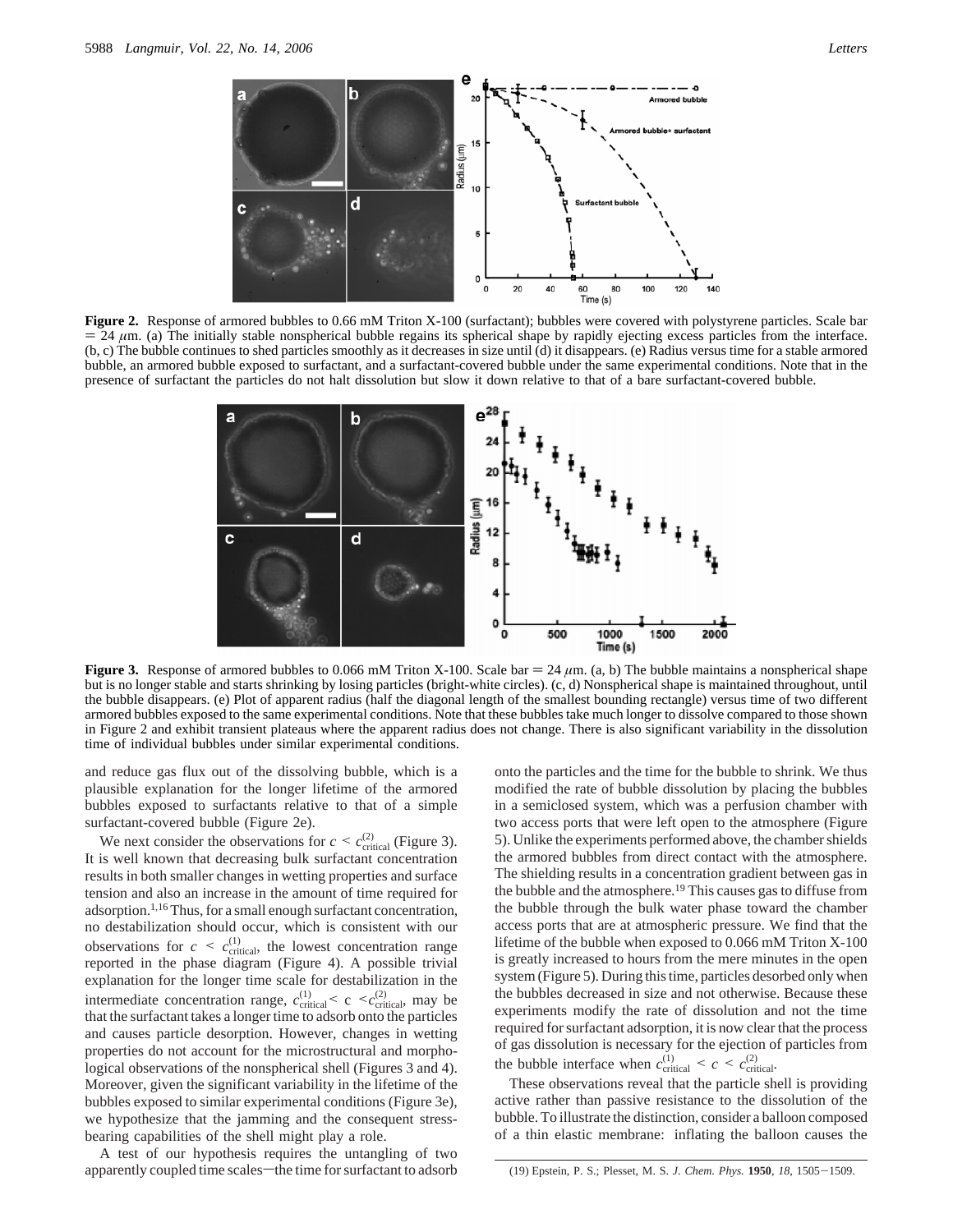**Figure 2.** Response of armored bubbles to 0.66 mM Triton X-100 (surfactant); bubbles were covered with polystyrene particles. Scale bar = 24 $\mu$m. (a) The initially stable nonspherical bubble regains its spherical shape by rapidly ejecting excess particles from the interface. (b, c) The bubble continues to shed particles smoothly as it decreases in size until (d) it disappears. (e) Radius versus time for a stable armored bubble, an armored bubble exposed to surfactant, and a surfactant-covered bubble under the same experimental conditions. Note that in the presence of surfactant the particles do not halt dissolution but slow it down relative to that of a bare surfactant-covered bubble.

**Figure 3.** Response of armored bubbles to 0.066 mM Triton X-100. Scale bar = 24 $\mu$m. (a, b) The bubble maintains a nonspherical shape but is no longer stable and starts shrinking by losing particles (bright-white circles). (c, d) Nonspherical shape is maintained throughout, until the bubble disappears. (e) Plot of apparent radius (half the diagonal length of the smallest bounding rectangle) versus time of two different armored bubbles exposed to the same experimental conditions. Note that these bubbles take much longer to dissolve compared to those shown in Figure 2 and exhibit transient plateaus where the apparent radius does not change. There is also significant variability in the dissolution time of individual bubbles under similar experimental conditions.

and reduce gas flux out of the dissolving bubble, which is a plausible explanation for the longer lifetime of the armored bubbles exposed to surfactants relative to that of a simple surfactant-covered bubble (Figure 2e).

We next consider the observations for $c < c^{(2)}_{\mathrm{critical}}$ (Figure 3). It is well known that decreasing bulk surfactant concentration results in both smaller changes in wetting properties and surface tension and also an increase in the amount of time required for adsorption.[1,16] Thus, for a small enough surfactant concentration, no destabilization should occur, which is consistent with our observations for $c < c^{(1)}_{\mathrm{critical}}$, the lowest concentration range reported in the phase diagram (Figure 4). A possible trivial explanation for the longer time scale for destabilization in the intermediate concentration range, $c^{(1)}_{\mathrm{critical}} < c < c^{(2)}_{\mathrm{critical}}$, may be that the surfactant takes a longer time to adsorb onto the particles and causes particle desorption. However, changes in wetting properties do not account for the microstructural and morphological observations of the nonspherical shell (Figures 3 and 4). Moreover, given the significant variability in the lifetime of the bubbles exposed to similar experimental conditions (Figure 3e), we hypothesize that the jamming and the consequent stress-bearing capabilities of the shell might play a role.

A test of our hypothesis requires the untangling of two apparently coupled time scales—the time for surfactant to adsorb onto the particles and the time for the bubble to shrink. We thus modified the rate of bubble dissolution by placing the bubbles in a semiclosed system, which was a perfusion chamber with two access ports that were left open to the atmosphere (Figure 5). Unlike the experiments performed above, the chamber shields the armored bubbles from direct contact with the atmosphere. The shielding results in a concentration gradient between gas in the bubble and the atmosphere.[19] This causes gas to diffuse from the bubble through the bulk water phase toward the chamber access ports that are at atmospheric pressure. We find that the lifetime of the bubble when exposed to 0.066 mM Triton X-100 is greatly increased to hours from the mere minutes in the open system (Figure 5). During this time, particles desorbed only when the bubbles decreased in size and not otherwise. Because these experiments modify the rate of dissolution and not the time required for surfactant adsorption, it is now clear that the process of gas dissolution is necessary for the ejection of particles from the bubble interface when $c^{(1)}_{\mathrm{critical}} < c < c^{(2)}_{\mathrm{critical}}$.

These observations reveal that the particle shell is providing active rather than passive resistance to the dissolution of the bubble. To illustrate the distinction, consider a balloon composed of a thin elastic membrane: inflating the balloon causes the

(19) Epstein, P. S.; Plesset, M. S. *J. Chem. Phys.* **1950**, *18*, 1505–1509.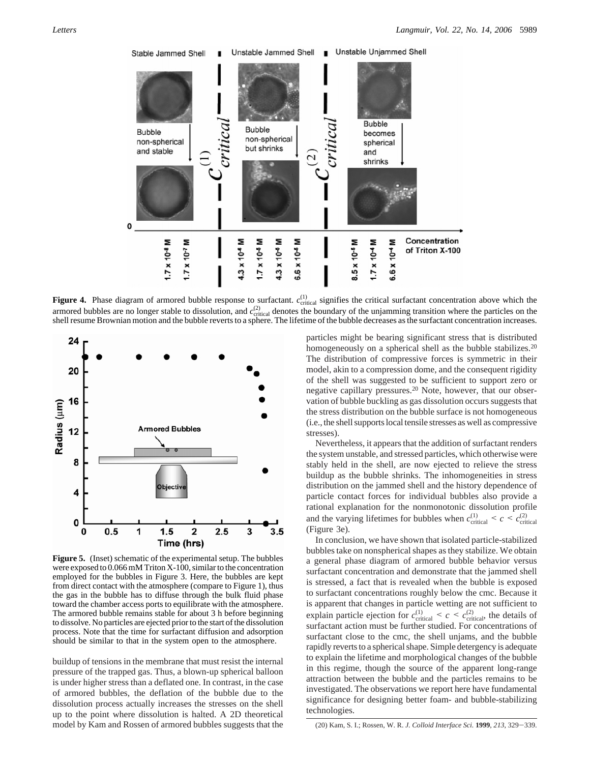**Figure 4.** Phase diagram of armored bubble response to surfactant. $c_{\text{critical}}^{(1)}$ signifies the critical surfactant concentration above which the armored bubbles are no longer stable to dissolution, and $c_{\text{critical}}^{(2)}$ denotes the boundary of the unjamming transition where the particles on the shell resume Brownian motion and the bubble reverts to a sphere. The lifetime of the bubble decreases as the surfactant concentration increases.

**Figure 5.** (Inset) schematic of the experimental setup. The bubbles were exposed to 0.066 mM Triton X-100, similar to the concentration employed for the bubbles in Figure 3. Here, the bubbles are kept from direct contact with the atmosphere (compare to Figure 1), thus the gas in the bubble has to diffuse through the bulk fluid phase toward the chamber access ports to equilibrate with the atmosphere. The armored bubble remains stable for about 3 h before beginning to dissolve. No particles are ejected prior to the start of the dissolution process. Note that the time for surfactant diffusion and adsorption should be similar to that in the system open to the atmosphere.

buildup of tensions in the membrane that must resist the internal pressure of the trapped gas. Thus, a blown-up spherical balloon is under higher stress than a deflated one. In contrast, in the case of armored bubbles, the deflation of the bubble due to the dissolution process actually increases the stresses on the shell up to the point where dissolution is halted. A 2D theoretical model by Kam and Rossen of armored bubbles suggests that the particles might be bearing significant stress that is distributed homogeneously on a spherical shell as the bubble stabilizes.[20] The distribution of compressive forces is symmetric in their model, akin to a compression dome, and the consequent rigidity of the shell was suggested to be sufficient to support zero or negative capillary pressures.[20] Note, however, that our observation of bubble buckling as gas dissolution occurs suggests that the stress distribution on the bubble surface is not homogeneous (i.e., the shell supports local tensile stresses as well as compressive stresses).

Nevertheless, it appears that the addition of surfactant renders the system unstable, and stressed particles, which otherwise were stably held in the shell, are now ejected to relieve the stress buildup as the bubble shrinks. The inhomogeneities in stress distribution on the jammed shell and the history dependence of particle contact forces for individual bubbles also provide a rational explanation for the nonmonotonic dissolution profile and the varying lifetimes for bubbles when $c_{\text{critical}}^{(1)} < c < c_{\text{critical}}^{(2)}$ (Figure 3e).

In conclusion, we have shown that isolated particle-stabilized bubbles take on nonspherical shapes as they stabilize. We obtain a general phase diagram of armored bubble behavior versus surfactant concentration and demonstrate that the jammed shell is stressed, a fact that is revealed when the bubble is exposed to surfactant concentrations roughly below the cmc. Because it is apparent that changes in particle wetting are not sufficient to explain particle ejection for $c_{\text{critical}}^{(1)} < c < c_{\text{critical}}^{(2)}$, the details of surfactant action must be further studied. For concentrations of surfactant close to the cmc, the shell unjams, and the bubble rapidly reverts to a spherical shape. Simple detergency is adequate to explain the lifetime and morphological changes of the bubble in this regime, though the source of the apparent long-range attraction between the bubble and the particles remains to be investigated. The observations we report here have fundamental significance for designing better foam- and bubble-stabilizing technologies.

(20) Kam, S. I.; Rossen, W. R. *J. Colloid Interface Sci.* **1999**, *213*, 329–339.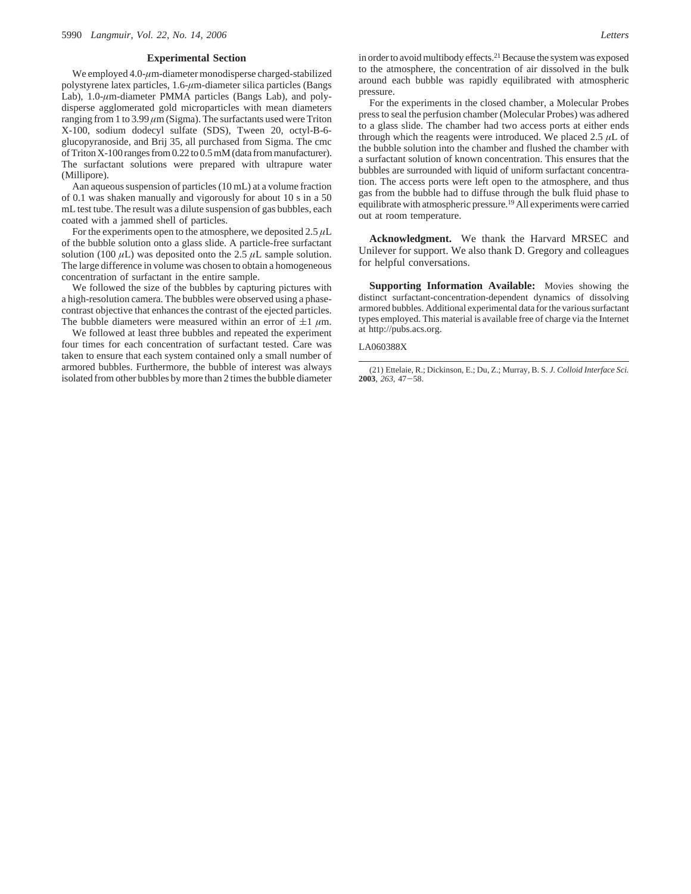## Experimental Section

We employed 4.0-μm-diameter monodisperse charged-stabilized polystyrene latex particles, 1.6-μm-diameter silica particles (Bangs Lab), 1.0-μm-diameter PMMA particles (Bangs Lab), and polydisperse agglomerated gold microparticles with mean diameters ranging from 1 to 3.99 μm (Sigma). The surfactants used were Triton X-100, sodium dodecyl sulfate (SDS), Tween 20, octyl-B-6-glucopyranoside, and Brij 35, all purchased from Sigma. The cmc of Triton X-100 ranges from 0.22 to 0.5 mM (data from manufacturer). The surfactant solutions were prepared with ultrapure water (Millipore).

Aan aqueous suspension of particles (10 mL) at a volume fraction of 0.1 was shaken manually and vigorously for about 10 s in a 50 mL test tube. The result was a dilute suspension of gas bubbles, each coated with a jammed shell of particles.

For the experiments open to the atmosphere, we deposited 2.5 μL of the bubble solution onto a glass slide. A particle-free surfactant solution (100 μL) was deposited onto the 2.5 μL sample solution. The large difference in volume was chosen to obtain a homogeneous concentration of surfactant in the entire sample.

We followed the size of the bubbles by capturing pictures with a high-resolution camera. The bubbles were observed using a phase-contrast objective that enhances the contrast of the ejected particles. The bubble diameters were measured within an error of ±1 μm.

We followed at least three bubbles and repeated the experiment four times for each concentration of surfactant tested. Care was taken to ensure that each system contained only a small number of armored bubbles. Furthermore, the bubble of interest was always isolated from other bubbles by more than 2 times the bubble diameter in order to avoid multibody effects.[21] Because the system was exposed to the atmosphere, the concentration of air dissolved in the bulk around each bubble was rapidly equilibrated with atmospheric pressure.

For the experiments in the closed chamber, a Molecular Probes press to seal the perfusion chamber (Molecular Probes) was adhered to a glass slide. The chamber had two access ports at either ends through which the reagents were introduced. We placed 2.5 μL of the bubble solution into the chamber and flushed the chamber with a surfactant solution of known concentration. This ensures that the bubbles are surrounded with liquid of uniform surfactant concentration. The access ports were left open to the atmosphere, and thus gas from the bubble had to diffuse through the bulk fluid phase to equilibrate with atmospheric pressure.[19] All experiments were carried out at room temperature.

**Acknowledgment.** We thank the Harvard MRSEC and Unilever for support. We also thank D. Gregory and colleagues for helpful conversations.

**Supporting Information Available:** Movies showing the distinct surfactant-concentration-dependent dynamics of dissolving armored bubbles. Additional experimental data for the various surfactant types employed. This material is available free of charge via the Internet at http://pubs.acs.org.

LA060388X

(21) Ettelaie, R.; Dickinson, E.; Du, Z.; Murray, B. S. *J. Colloid Interface Sci.* **2003**, *263*, 47−58.